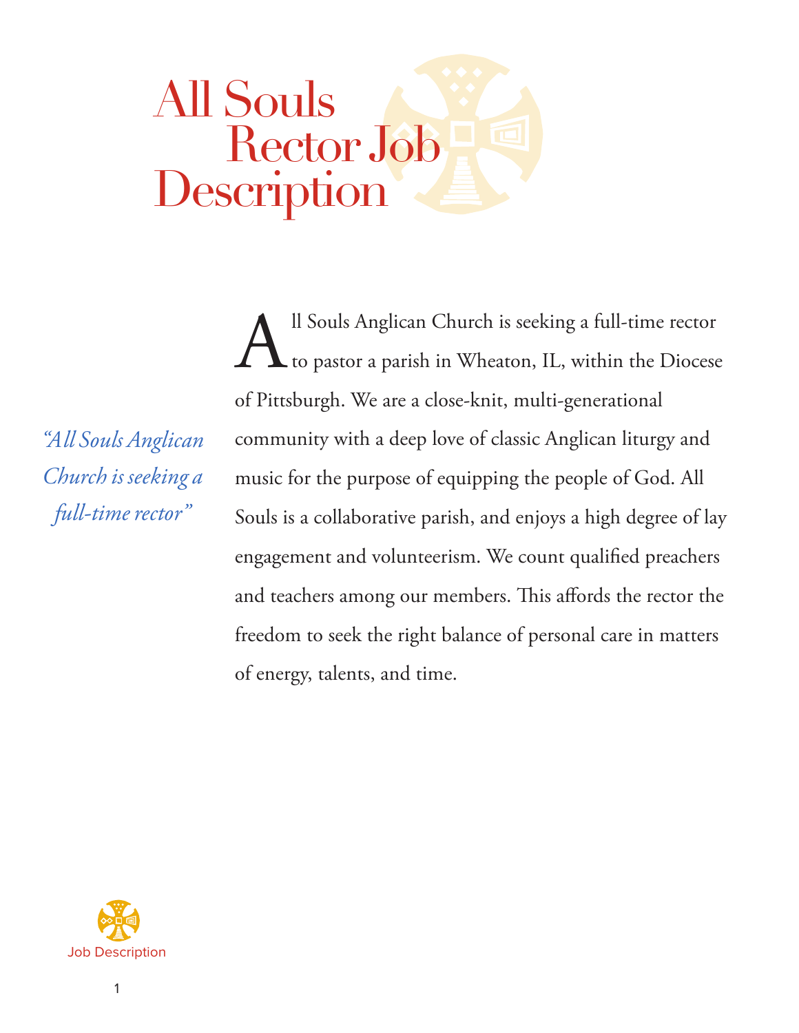# All Souls Rector Job Description

*"All Souls Anglican Church is seeking a full-time rector"*

All Souls Anglican Church is seeking a full-time rector to pastor a parish in Wheaton, IL, within the Diocese of Pittsburgh. We are a close-knit, multi-generational community with a deep love of classic Anglican liturgy and music for the purpose of equipping the people of God. All Souls is a collaborative parish, and enjoys a high degree of lay engagement and volunteerism. We count qualified preachers and teachers among our members. This affords the rector the freedom to seek the right balance of personal care in matters of energy, talents, and time.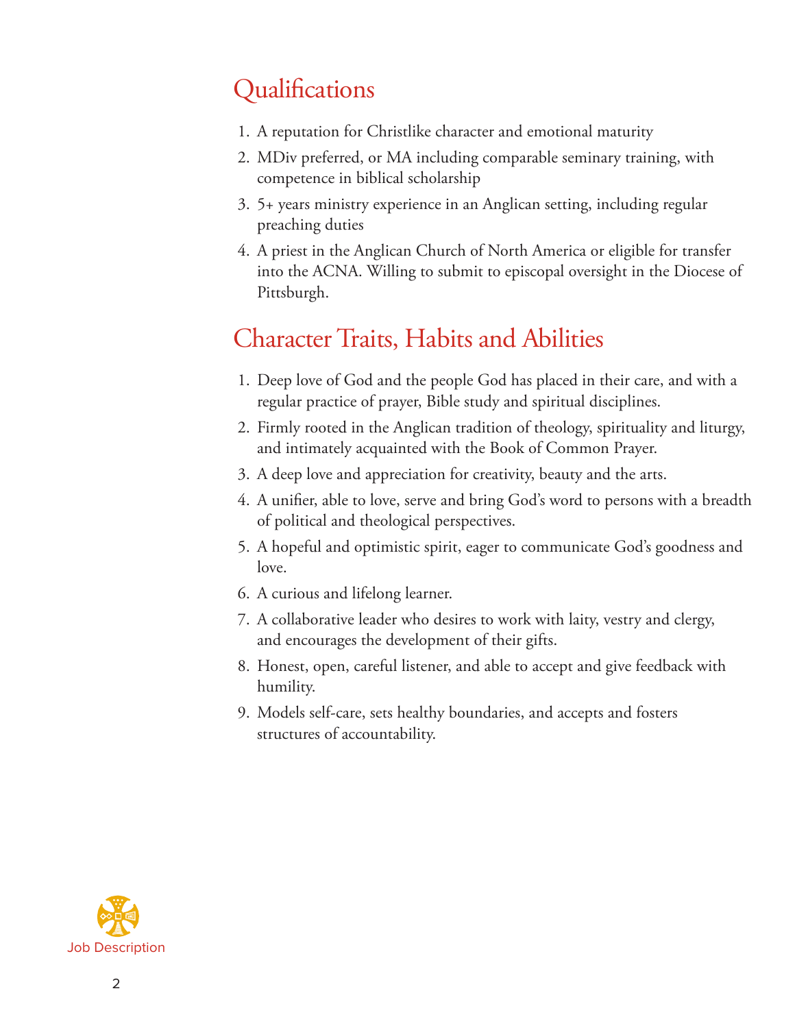## Qualifications

1. A reputation for Christlike character and emotional maturity
2. MDiv preferred, or MA including comparable seminary training, with competence in biblical scholarship
3. 5+ years ministry experience in an Anglican setting, including regular preaching duties
4. A priest in the Anglican Church of North America or eligible for transfer into the ACNA. Willing to submit to episcopal oversight in the Diocese of Pittsburgh.

## Character Traits, Habits and Abilities

1. Deep love of God and the people God has placed in their care, and with a regular practice of prayer, Bible study and spiritual disciplines.
2. Firmly rooted in the Anglican tradition of theology, spirituality and liturgy, and intimately acquainted with the Book of Common Prayer.
3. A deep love and appreciation for creativity, beauty and the arts.
4. A unifier, able to love, serve and bring God's word to persons with a breadth of political and theological perspectives.
5. A hopeful and optimistic spirit, eager to communicate God's goodness and love.
6. A curious and lifelong learner.
7. A collaborative leader who desires to work with laity, vestry and clergy, and encourages the development of their gifts.
8. Honest, open, careful listener, and able to accept and give feedback with humility.
9. Models self-care, sets healthy boundaries, and accepts and fosters structures of accountability.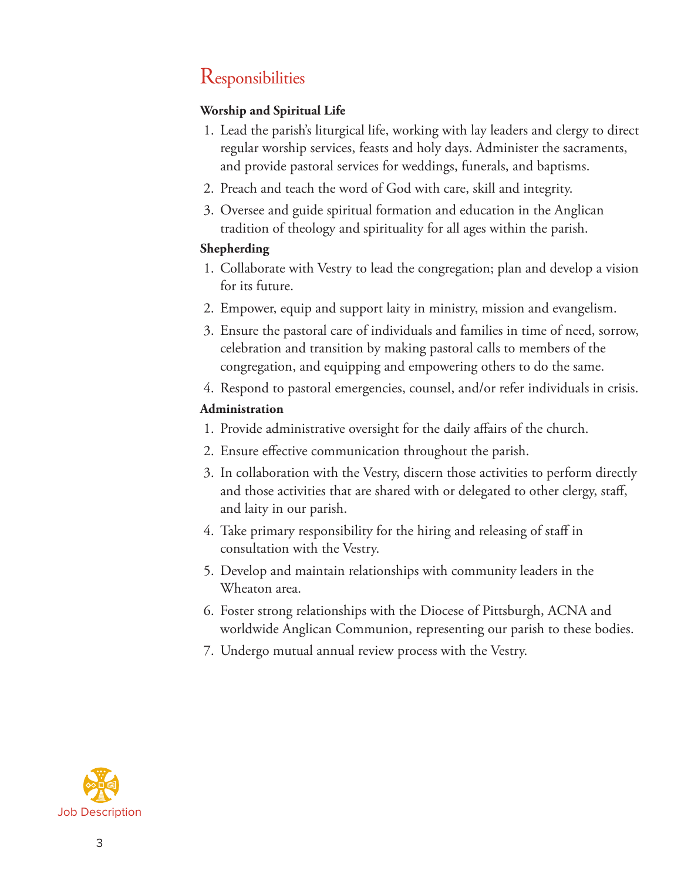# Responsibilities

**Worship and Spiritual Life**

1. Lead the parish's liturgical life, working with lay leaders and clergy to direct regular worship services, feasts and holy days. Administer the sacraments, and provide pastoral services for weddings, funerals, and baptisms.
2. Preach and teach the word of God with care, skill and integrity.
3. Oversee and guide spiritual formation and education in the Anglican tradition of theology and spirituality for all ages within the parish.

**Shepherding**

1. Collaborate with Vestry to lead the congregation; plan and develop a vision for its future.
2. Empower, equip and support laity in ministry, mission and evangelism.
3. Ensure the pastoral care of individuals and families in time of need, sorrow, celebration and transition by making pastoral calls to members of the congregation, and equipping and empowering others to do the same.
4. Respond to pastoral emergencies, counsel, and/or refer individuals in crisis.

**Administration**

1. Provide administrative oversight for the daily affairs of the church.
2. Ensure effective communication throughout the parish.
3. In collaboration with the Vestry, discern those activities to perform directly and those activities that are shared with or delegated to other clergy, staff, and laity in our parish.
4. Take primary responsibility for the hiring and releasing of staff in consultation with the Vestry.
5. Develop and maintain relationships with community leaders in the Wheaton area.
6. Foster strong relationships with the Diocese of Pittsburgh, ACNA and worldwide Anglican Communion, representing our parish to these bodies.
7. Undergo mutual annual review process with the Vestry.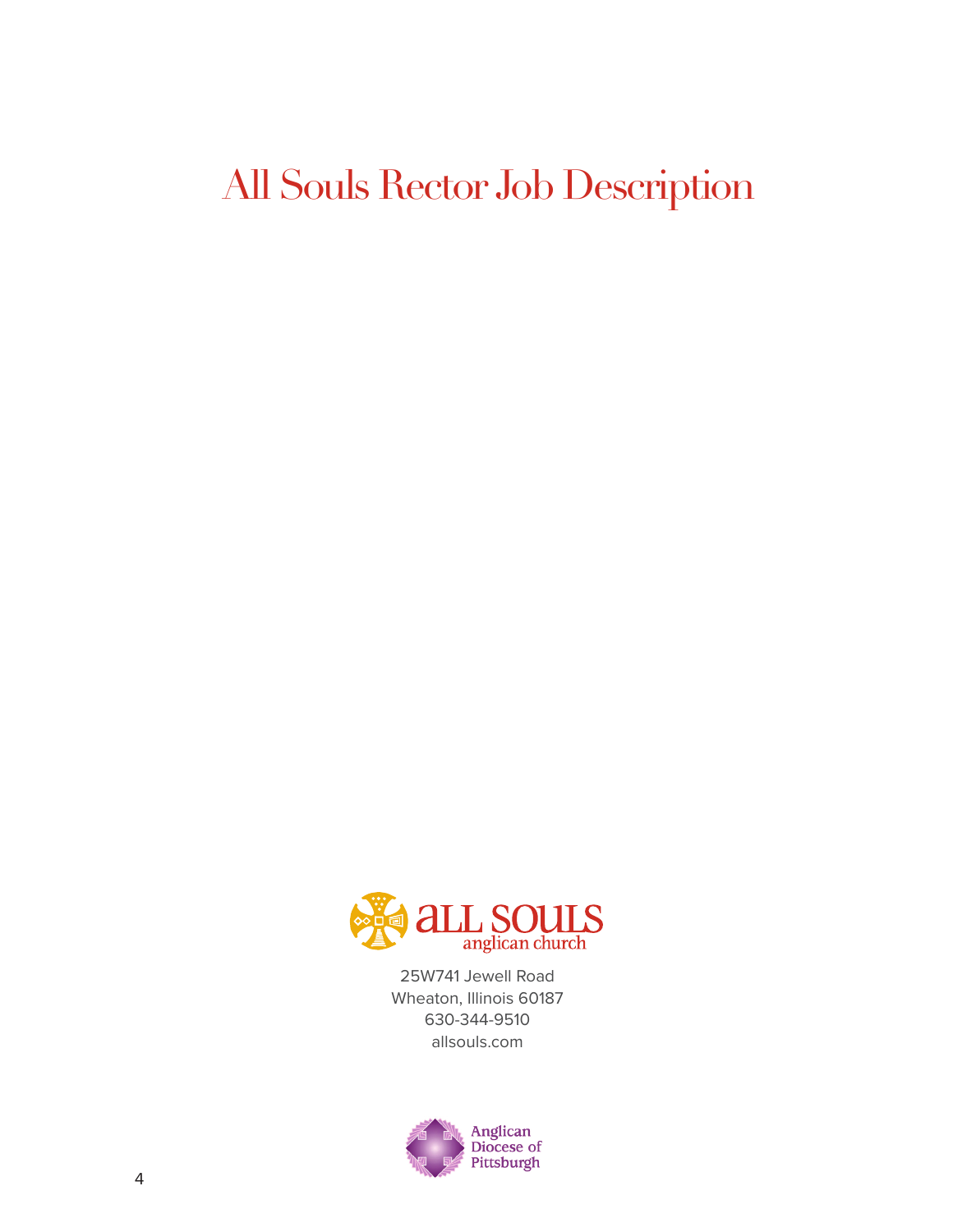# All Souls Rector Job Description

all souls
anglican church

25W741 Jewell Road
Wheaton, Illinois 60187
630-344-9510
allsouls.com

Anglican
Diocese of
Pittsburgh